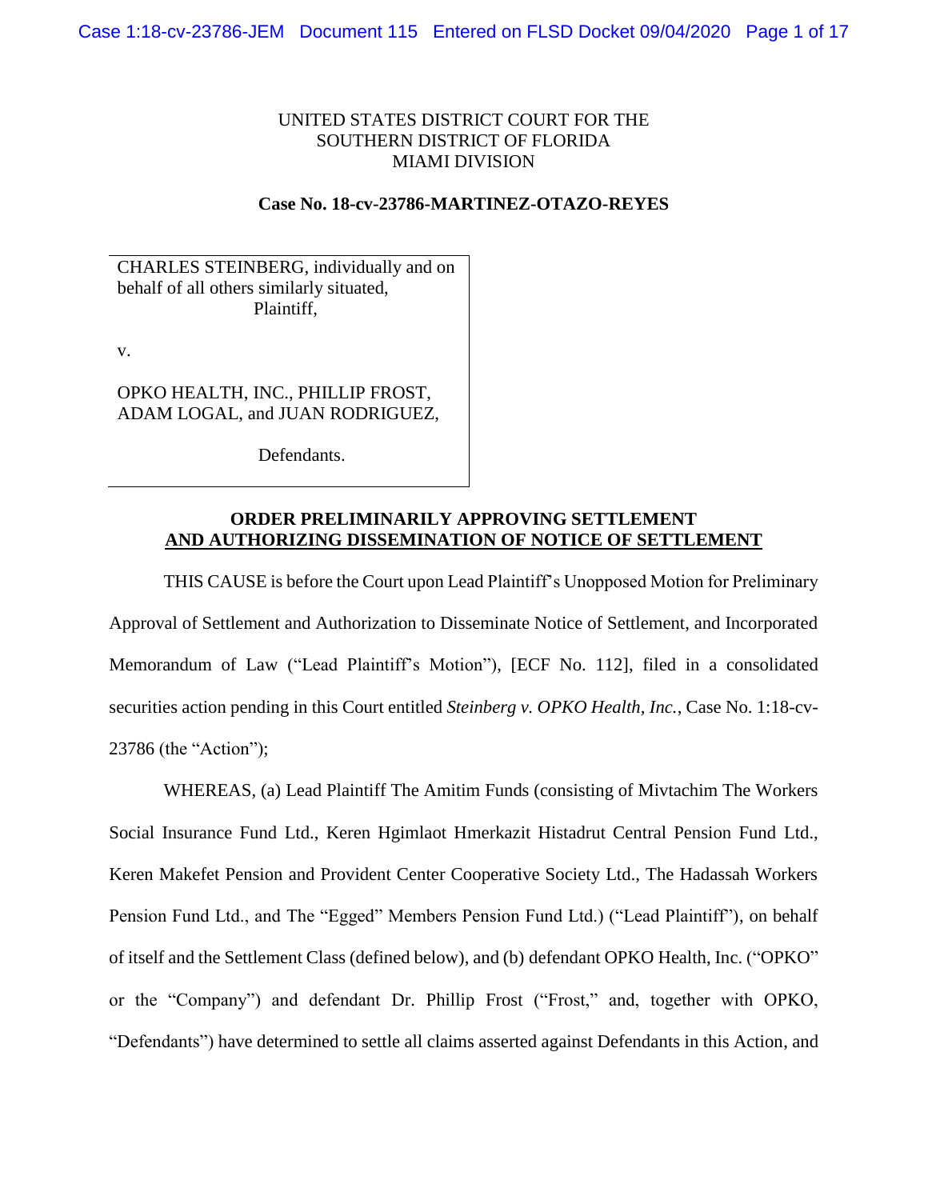UNITED STATES DISTRICT COURT FOR THE
SOUTHERN DISTRICT OF FLORIDA
MIAMI DIVISION

**Case No. 18-cv-23786-MARTINEZ-OTAZO-REYES**

CHARLES STEINBERG, individually and on behalf of all others similarly situated,
Plaintiff,

v.

OPKO HEALTH, INC., PHILLIP FROST, ADAM LOGAL, and JUAN RODRIGUEZ,

Defendants.

**ORDER PRELIMINARILY APPROVING SETTLEMENT**
**AND AUTHORIZING DISSEMINATION OF NOTICE OF SETTLEMENT**

THIS CAUSE is before the Court upon Lead Plaintiff's Unopposed Motion for Preliminary Approval of Settlement and Authorization to Disseminate Notice of Settlement, and Incorporated Memorandum of Law ("Lead Plaintiff's Motion"), [ECF No. 112], filed in a consolidated securities action pending in this Court entitled *Steinberg v. OPKO Health, Inc.*, Case No. 1:18-cv-23786 (the "Action");

WHEREAS, (a) Lead Plaintiff The Amitim Funds (consisting of Mivtachim The Workers Social Insurance Fund Ltd., Keren Hgimlaot Hmerkazit Histadrut Central Pension Fund Ltd., Keren Makefet Pension and Provident Center Cooperative Society Ltd., The Hadassah Workers Pension Fund Ltd., and The "Egged" Members Pension Fund Ltd.) ("Lead Plaintiff"), on behalf of itself and the Settlement Class (defined below), and (b) defendant OPKO Health, Inc. ("OPKO" or the "Company") and defendant Dr. Phillip Frost ("Frost," and, together with OPKO, "Defendants") have determined to settle all claims asserted against Defendants in this Action, and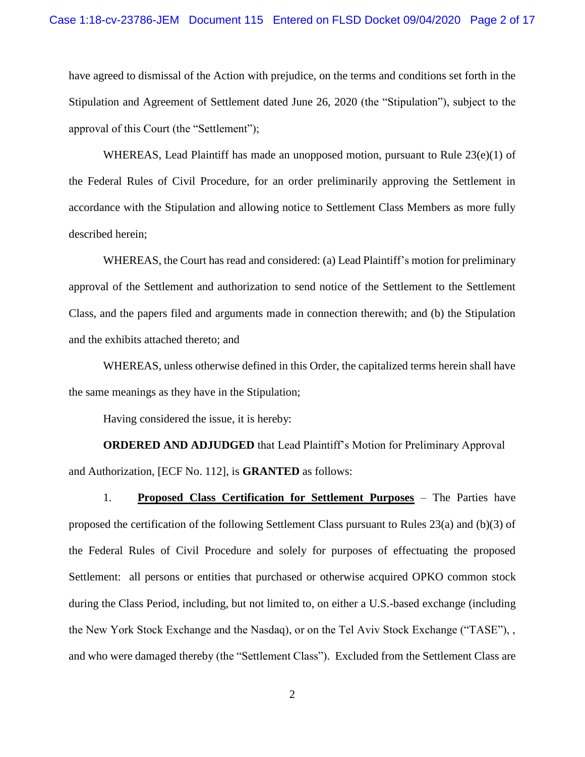have agreed to dismissal of the Action with prejudice, on the terms and conditions set forth in the Stipulation and Agreement of Settlement dated June 26, 2020 (the "Stipulation"), subject to the approval of this Court (the "Settlement");

WHEREAS, Lead Plaintiff has made an unopposed motion, pursuant to Rule 23(e)(1) of the Federal Rules of Civil Procedure, for an order preliminarily approving the Settlement in accordance with the Stipulation and allowing notice to Settlement Class Members as more fully described herein;

WHEREAS, the Court has read and considered: (a) Lead Plaintiff's motion for preliminary approval of the Settlement and authorization to send notice of the Settlement to the Settlement Class, and the papers filed and arguments made in connection therewith; and (b) the Stipulation and the exhibits attached thereto; and

WHEREAS, unless otherwise defined in this Order, the capitalized terms herein shall have the same meanings as they have in the Stipulation;

Having considered the issue, it is hereby:

**ORDERED AND ADJUDGED** that Lead Plaintiff's Motion for Preliminary Approval and Authorization, [ECF No. 112], is **GRANTED** as follows:

1. **Proposed Class Certification for Settlement Purposes** – The Parties have proposed the certification of the following Settlement Class pursuant to Rules 23(a) and (b)(3) of the Federal Rules of Civil Procedure and solely for purposes of effectuating the proposed Settlement: all persons or entities that purchased or otherwise acquired OPKO common stock during the Class Period, including, but not limited to, on either a U.S.-based exchange (including the New York Stock Exchange and the Nasdaq), or on the Tel Aviv Stock Exchange ("TASE"), , and who were damaged thereby (the "Settlement Class"). Excluded from the Settlement Class are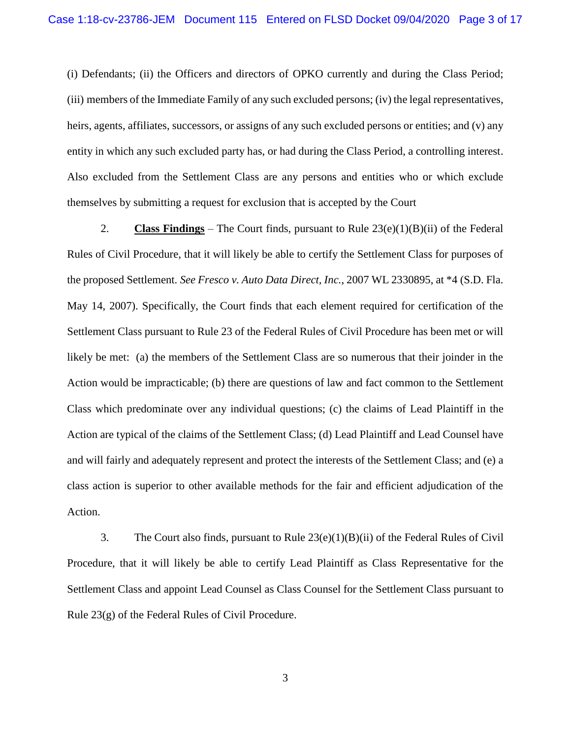(i) Defendants; (ii) the Officers and directors of OPKO currently and during the Class Period; (iii) members of the Immediate Family of any such excluded persons; (iv) the legal representatives, heirs, agents, affiliates, successors, or assigns of any such excluded persons or entities; and (v) any entity in which any such excluded party has, or had during the Class Period, a controlling interest. Also excluded from the Settlement Class are any persons and entities who or which exclude themselves by submitting a request for exclusion that is accepted by the Court

2. **Class Findings** – The Court finds, pursuant to Rule 23(e)(1)(B)(ii) of the Federal Rules of Civil Procedure, that it will likely be able to certify the Settlement Class for purposes of the proposed Settlement. *See Fresco v. Auto Data Direct, Inc.*, 2007 WL 2330895, at *4 (S.D. Fla. May 14, 2007). Specifically, the Court finds that each element required for certification of the Settlement Class pursuant to Rule 23 of the Federal Rules of Civil Procedure has been met or will likely be met: (a) the members of the Settlement Class are so numerous that their joinder in the Action would be impracticable; (b) there are questions of law and fact common to the Settlement Class which predominate over any individual questions; (c) the claims of Lead Plaintiff in the Action are typical of the claims of the Settlement Class; (d) Lead Plaintiff and Lead Counsel have and will fairly and adequately represent and protect the interests of the Settlement Class; and (e) a class action is superior to other available methods for the fair and efficient adjudication of the Action.

3. The Court also finds, pursuant to Rule 23(e)(1)(B)(ii) of the Federal Rules of Civil Procedure, that it will likely be able to certify Lead Plaintiff as Class Representative for the Settlement Class and appoint Lead Counsel as Class Counsel for the Settlement Class pursuant to Rule 23(g) of the Federal Rules of Civil Procedure.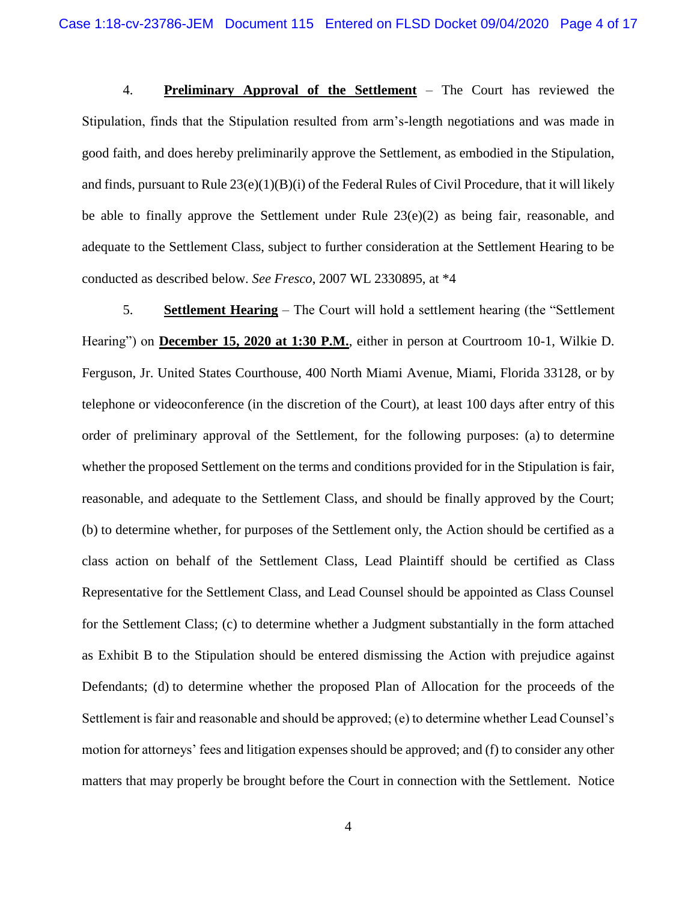4. **Preliminary Approval of the Settlement** – The Court has reviewed the Stipulation, finds that the Stipulation resulted from arm's-length negotiations and was made in good faith, and does hereby preliminarily approve the Settlement, as embodied in the Stipulation, and finds, pursuant to Rule 23(e)(1)(B)(i) of the Federal Rules of Civil Procedure, that it will likely be able to finally approve the Settlement under Rule 23(e)(2) as being fair, reasonable, and adequate to the Settlement Class, subject to further consideration at the Settlement Hearing to be conducted as described below. *See Fresco*, 2007 WL 2330895, at *4

5. **Settlement Hearing** – The Court will hold a settlement hearing (the "Settlement Hearing") on **December 15, 2020 at 1:30 P.M.**, either in person at Courtroom 10-1, Wilkie D. Ferguson, Jr. United States Courthouse, 400 North Miami Avenue, Miami, Florida 33128, or by telephone or videoconference (in the discretion of the Court), at least 100 days after entry of this order of preliminary approval of the Settlement, for the following purposes: (a) to determine whether the proposed Settlement on the terms and conditions provided for in the Stipulation is fair, reasonable, and adequate to the Settlement Class, and should be finally approved by the Court; (b) to determine whether, for purposes of the Settlement only, the Action should be certified as a class action on behalf of the Settlement Class, Lead Plaintiff should be certified as Class Representative for the Settlement Class, and Lead Counsel should be appointed as Class Counsel for the Settlement Class; (c) to determine whether a Judgment substantially in the form attached as Exhibit B to the Stipulation should be entered dismissing the Action with prejudice against Defendants; (d) to determine whether the proposed Plan of Allocation for the proceeds of the Settlement is fair and reasonable and should be approved; (e) to determine whether Lead Counsel's motion for attorneys' fees and litigation expenses should be approved; and (f) to consider any other matters that may properly be brought before the Court in connection with the Settlement. Notice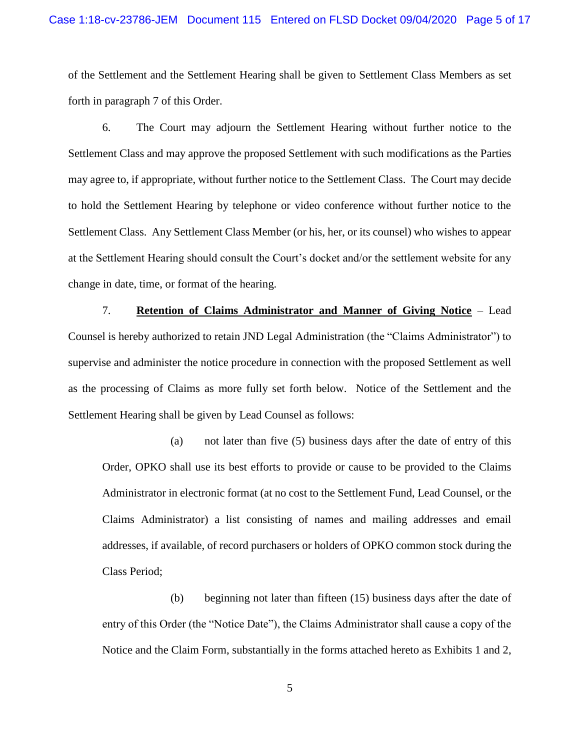of the Settlement and the Settlement Hearing shall be given to Settlement Class Members as set forth in paragraph 7 of this Order.

6. The Court may adjourn the Settlement Hearing without further notice to the Settlement Class and may approve the proposed Settlement with such modifications as the Parties may agree to, if appropriate, without further notice to the Settlement Class. The Court may decide to hold the Settlement Hearing by telephone or video conference without further notice to the Settlement Class. Any Settlement Class Member (or his, her, or its counsel) who wishes to appear at the Settlement Hearing should consult the Court's docket and/or the settlement website for any change in date, time, or format of the hearing.

7. **Retention of Claims Administrator and Manner of Giving Notice** – Lead Counsel is hereby authorized to retain JND Legal Administration (the "Claims Administrator") to supervise and administer the notice procedure in connection with the proposed Settlement as well as the processing of Claims as more fully set forth below. Notice of the Settlement and the Settlement Hearing shall be given by Lead Counsel as follows:

(a) not later than five (5) business days after the date of entry of this Order, OPKO shall use its best efforts to provide or cause to be provided to the Claims Administrator in electronic format (at no cost to the Settlement Fund, Lead Counsel, or the Claims Administrator) a list consisting of names and mailing addresses and email addresses, if available, of record purchasers or holders of OPKO common stock during the Class Period;

(b) beginning not later than fifteen (15) business days after the date of entry of this Order (the "Notice Date"), the Claims Administrator shall cause a copy of the Notice and the Claim Form, substantially in the forms attached hereto as Exhibits 1 and 2,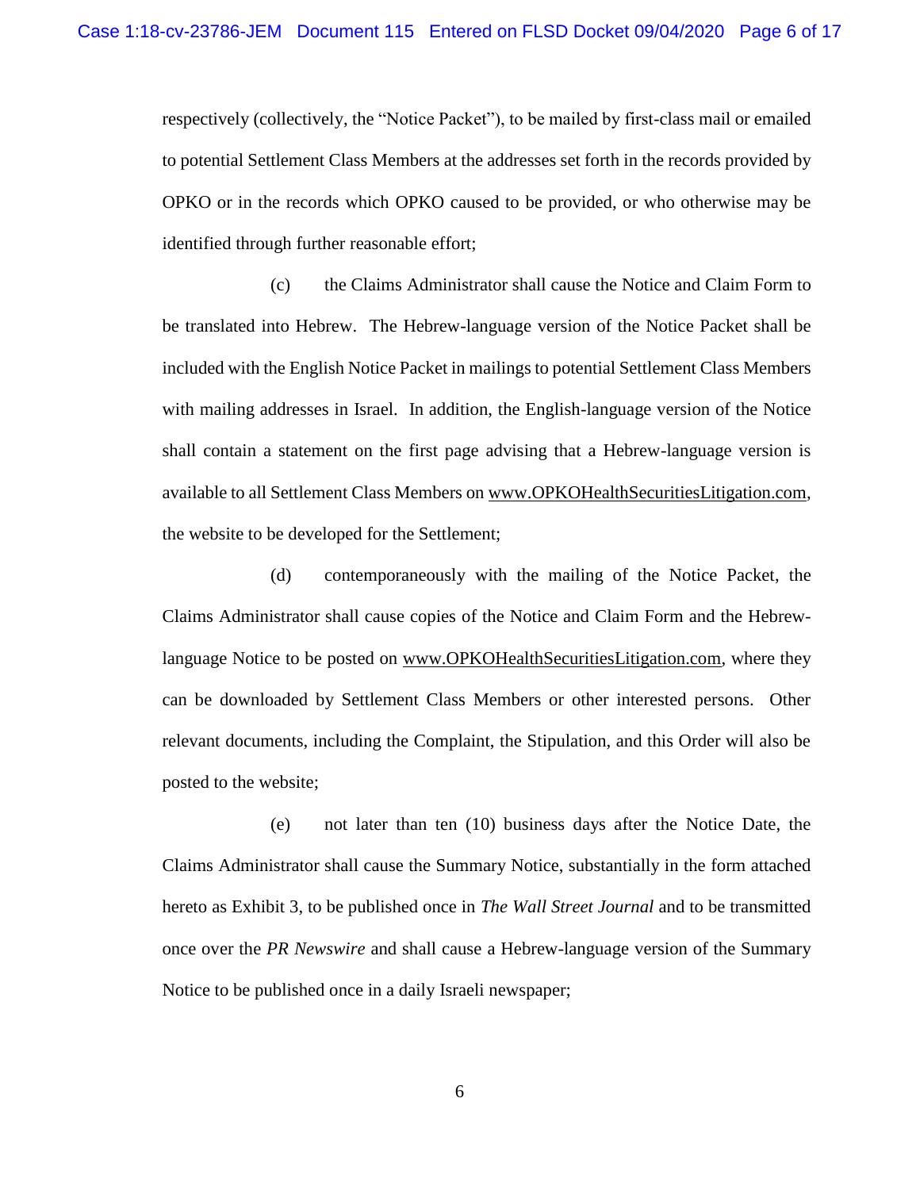respectively (collectively, the "Notice Packet"), to be mailed by first-class mail or emailed to potential Settlement Class Members at the addresses set forth in the records provided by OPKO or in the records which OPKO caused to be provided, or who otherwise may be identified through further reasonable effort;

(c) the Claims Administrator shall cause the Notice and Claim Form to be translated into Hebrew. The Hebrew-language version of the Notice Packet shall be included with the English Notice Packet in mailings to potential Settlement Class Members with mailing addresses in Israel. In addition, the English-language version of the Notice shall contain a statement on the first page advising that a Hebrew-language version is available to all Settlement Class Members on www.OPKOHealthSecuritiesLitigation.com, the website to be developed for the Settlement;

(d) contemporaneously with the mailing of the Notice Packet, the Claims Administrator shall cause copies of the Notice and Claim Form and the Hebrew-language Notice to be posted on www.OPKOHealthSecuritiesLitigation.com, where they can be downloaded by Settlement Class Members or other interested persons. Other relevant documents, including the Complaint, the Stipulation, and this Order will also be posted to the website;

(e) not later than ten (10) business days after the Notice Date, the Claims Administrator shall cause the Summary Notice, substantially in the form attached hereto as Exhibit 3, to be published once in *The Wall Street Journal* and to be transmitted once over the *PR Newswire* and shall cause a Hebrew-language version of the Summary Notice to be published once in a daily Israeli newspaper;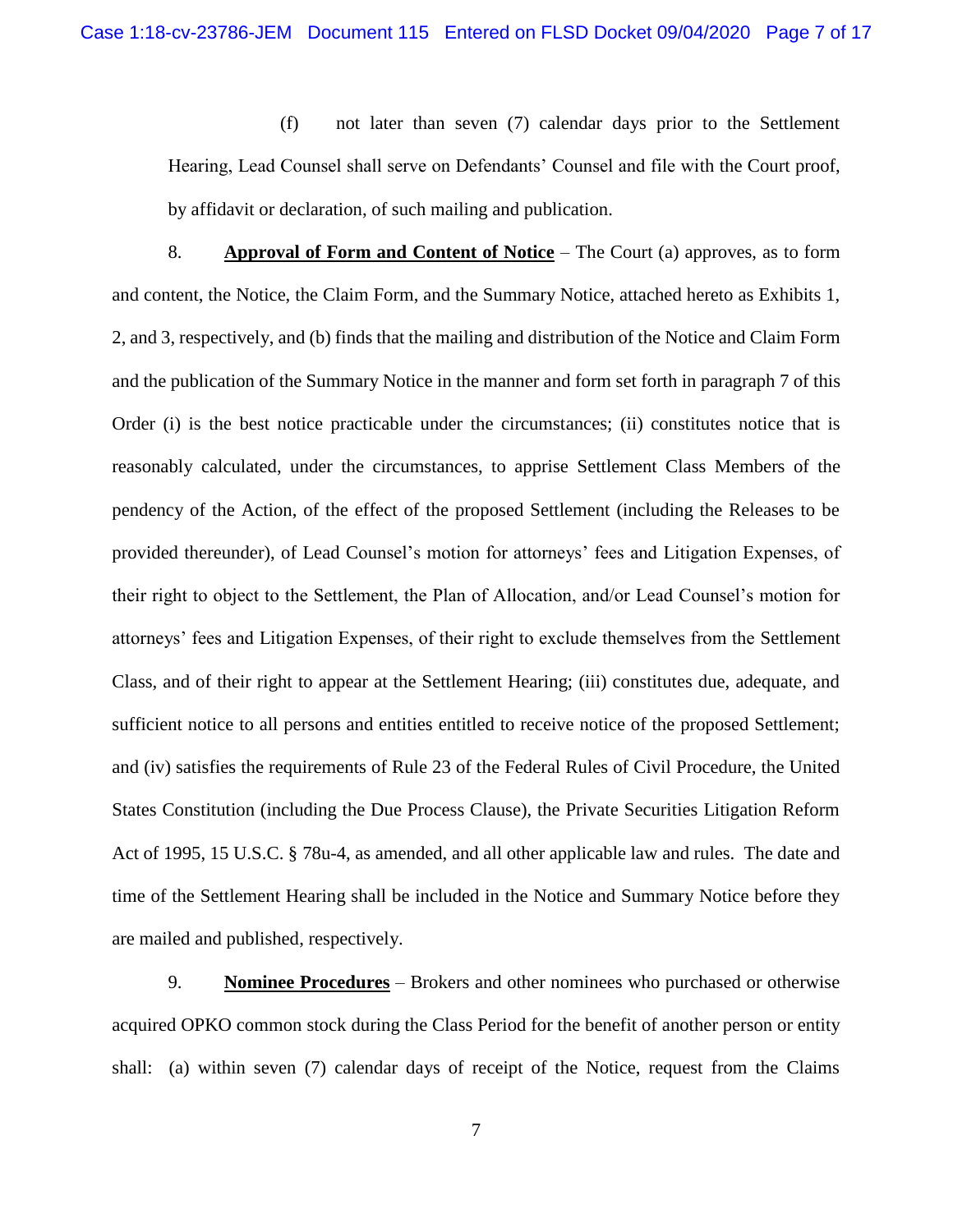(f) not later than seven (7) calendar days prior to the Settlement Hearing, Lead Counsel shall serve on Defendants' Counsel and file with the Court proof, by affidavit or declaration, of such mailing and publication.

8. **<u>Approval of Form and Content of Notice</u>** – The Court (a) approves, as to form and content, the Notice, the Claim Form, and the Summary Notice, attached hereto as Exhibits 1, 2, and 3, respectively, and (b) finds that the mailing and distribution of the Notice and Claim Form and the publication of the Summary Notice in the manner and form set forth in paragraph 7 of this Order (i) is the best notice practicable under the circumstances; (ii) constitutes notice that is reasonably calculated, under the circumstances, to apprise Settlement Class Members of the pendency of the Action, of the effect of the proposed Settlement (including the Releases to be provided thereunder), of Lead Counsel's motion for attorneys' fees and Litigation Expenses, of their right to object to the Settlement, the Plan of Allocation, and/or Lead Counsel's motion for attorneys' fees and Litigation Expenses, of their right to exclude themselves from the Settlement Class, and of their right to appear at the Settlement Hearing; (iii) constitutes due, adequate, and sufficient notice to all persons and entities entitled to receive notice of the proposed Settlement; and (iv) satisfies the requirements of Rule 23 of the Federal Rules of Civil Procedure, the United States Constitution (including the Due Process Clause), the Private Securities Litigation Reform Act of 1995, 15 U.S.C. § 78u-4, as amended, and all other applicable law and rules. The date and time of the Settlement Hearing shall be included in the Notice and Summary Notice before they are mailed and published, respectively.

9. **<u>Nominee Procedures</u>** – Brokers and other nominees who purchased or otherwise acquired OPKO common stock during the Class Period for the benefit of another person or entity shall: (a) within seven (7) calendar days of receipt of the Notice, request from the Claims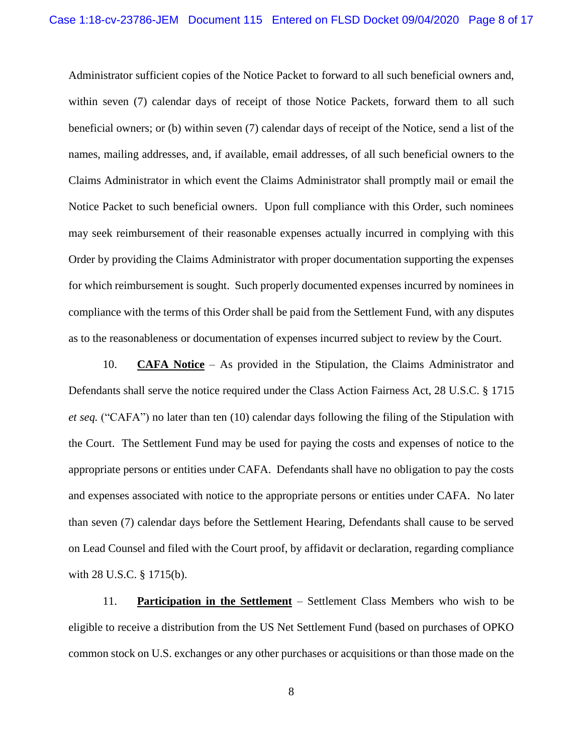Administrator sufficient copies of the Notice Packet to forward to all such beneficial owners and, within seven (7) calendar days of receipt of those Notice Packets, forward them to all such beneficial owners; or (b) within seven (7) calendar days of receipt of the Notice, send a list of the names, mailing addresses, and, if available, email addresses, of all such beneficial owners to the Claims Administrator in which event the Claims Administrator shall promptly mail or email the Notice Packet to such beneficial owners. Upon full compliance with this Order, such nominees may seek reimbursement of their reasonable expenses actually incurred in complying with this Order by providing the Claims Administrator with proper documentation supporting the expenses for which reimbursement is sought. Such properly documented expenses incurred by nominees in compliance with the terms of this Order shall be paid from the Settlement Fund, with any disputes as to the reasonableness or documentation of expenses incurred subject to review by the Court.

10. **CAFA Notice** – As provided in the Stipulation, the Claims Administrator and Defendants shall serve the notice required under the Class Action Fairness Act, 28 U.S.C. § 1715 *et seq.* ("CAFA") no later than ten (10) calendar days following the filing of the Stipulation with the Court. The Settlement Fund may be used for paying the costs and expenses of notice to the appropriate persons or entities under CAFA. Defendants shall have no obligation to pay the costs and expenses associated with notice to the appropriate persons or entities under CAFA. No later than seven (7) calendar days before the Settlement Hearing, Defendants shall cause to be served on Lead Counsel and filed with the Court proof, by affidavit or declaration, regarding compliance with 28 U.S.C. § 1715(b).

11. **Participation in the Settlement** – Settlement Class Members who wish to be eligible to receive a distribution from the US Net Settlement Fund (based on purchases of OPKO common stock on U.S. exchanges or any other purchases or acquisitions or than those made on the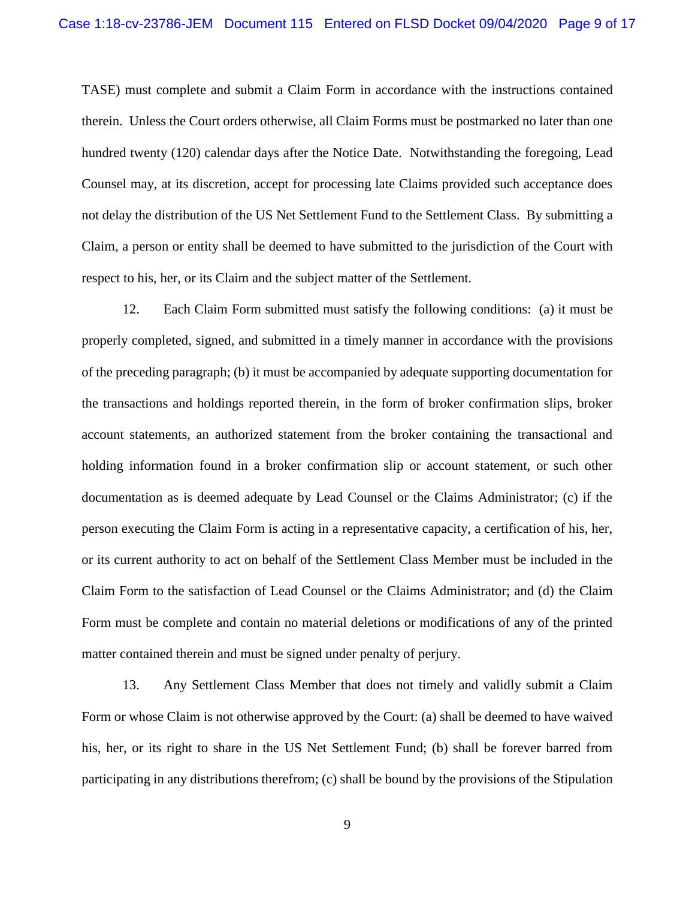TASE) must complete and submit a Claim Form in accordance with the instructions contained therein. Unless the Court orders otherwise, all Claim Forms must be postmarked no later than one hundred twenty (120) calendar days after the Notice Date. Notwithstanding the foregoing, Lead Counsel may, at its discretion, accept for processing late Claims provided such acceptance does not delay the distribution of the US Net Settlement Fund to the Settlement Class. By submitting a Claim, a person or entity shall be deemed to have submitted to the jurisdiction of the Court with respect to his, her, or its Claim and the subject matter of the Settlement.

12. Each Claim Form submitted must satisfy the following conditions: (a) it must be properly completed, signed, and submitted in a timely manner in accordance with the provisions of the preceding paragraph; (b) it must be accompanied by adequate supporting documentation for the transactions and holdings reported therein, in the form of broker confirmation slips, broker account statements, an authorized statement from the broker containing the transactional and holding information found in a broker confirmation slip or account statement, or such other documentation as is deemed adequate by Lead Counsel or the Claims Administrator; (c) if the person executing the Claim Form is acting in a representative capacity, a certification of his, her, or its current authority to act on behalf of the Settlement Class Member must be included in the Claim Form to the satisfaction of Lead Counsel or the Claims Administrator; and (d) the Claim Form must be complete and contain no material deletions or modifications of any of the printed matter contained therein and must be signed under penalty of perjury.

13. Any Settlement Class Member that does not timely and validly submit a Claim Form or whose Claim is not otherwise approved by the Court: (a) shall be deemed to have waived his, her, or its right to share in the US Net Settlement Fund; (b) shall be forever barred from participating in any distributions therefrom; (c) shall be bound by the provisions of the Stipulation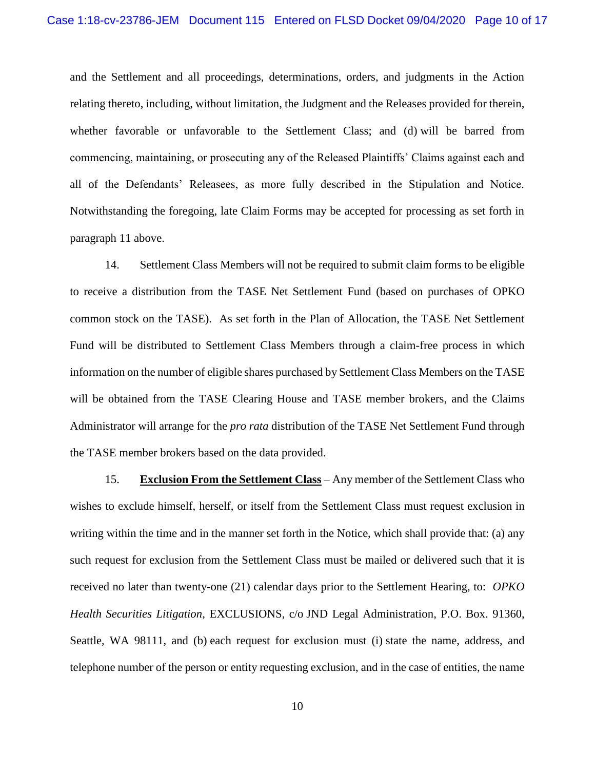and the Settlement and all proceedings, determinations, orders, and judgments in the Action relating thereto, including, without limitation, the Judgment and the Releases provided for therein, whether favorable or unfavorable to the Settlement Class; and (d) will be barred from commencing, maintaining, or prosecuting any of the Released Plaintiffs' Claims against each and all of the Defendants' Releasees, as more fully described in the Stipulation and Notice. Notwithstanding the foregoing, late Claim Forms may be accepted for processing as set forth in paragraph 11 above.

14. Settlement Class Members will not be required to submit claim forms to be eligible to receive a distribution from the TASE Net Settlement Fund (based on purchases of OPKO common stock on the TASE). As set forth in the Plan of Allocation, the TASE Net Settlement Fund will be distributed to Settlement Class Members through a claim-free process in which information on the number of eligible shares purchased by Settlement Class Members on the TASE will be obtained from the TASE Clearing House and TASE member brokers, and the Claims Administrator will arrange for the *pro rata* distribution of the TASE Net Settlement Fund through the TASE member brokers based on the data provided.

15. **Exclusion From the Settlement Class** – Any member of the Settlement Class who wishes to exclude himself, herself, or itself from the Settlement Class must request exclusion in writing within the time and in the manner set forth in the Notice, which shall provide that: (a) any such request for exclusion from the Settlement Class must be mailed or delivered such that it is received no later than twenty-one (21) calendar days prior to the Settlement Hearing, to: *OPKO Health Securities Litigation*, EXCLUSIONS, c/o JND Legal Administration, P.O. Box. 91360, Seattle, WA 98111, and (b) each request for exclusion must (i) state the name, address, and telephone number of the person or entity requesting exclusion, and in the case of entities, the name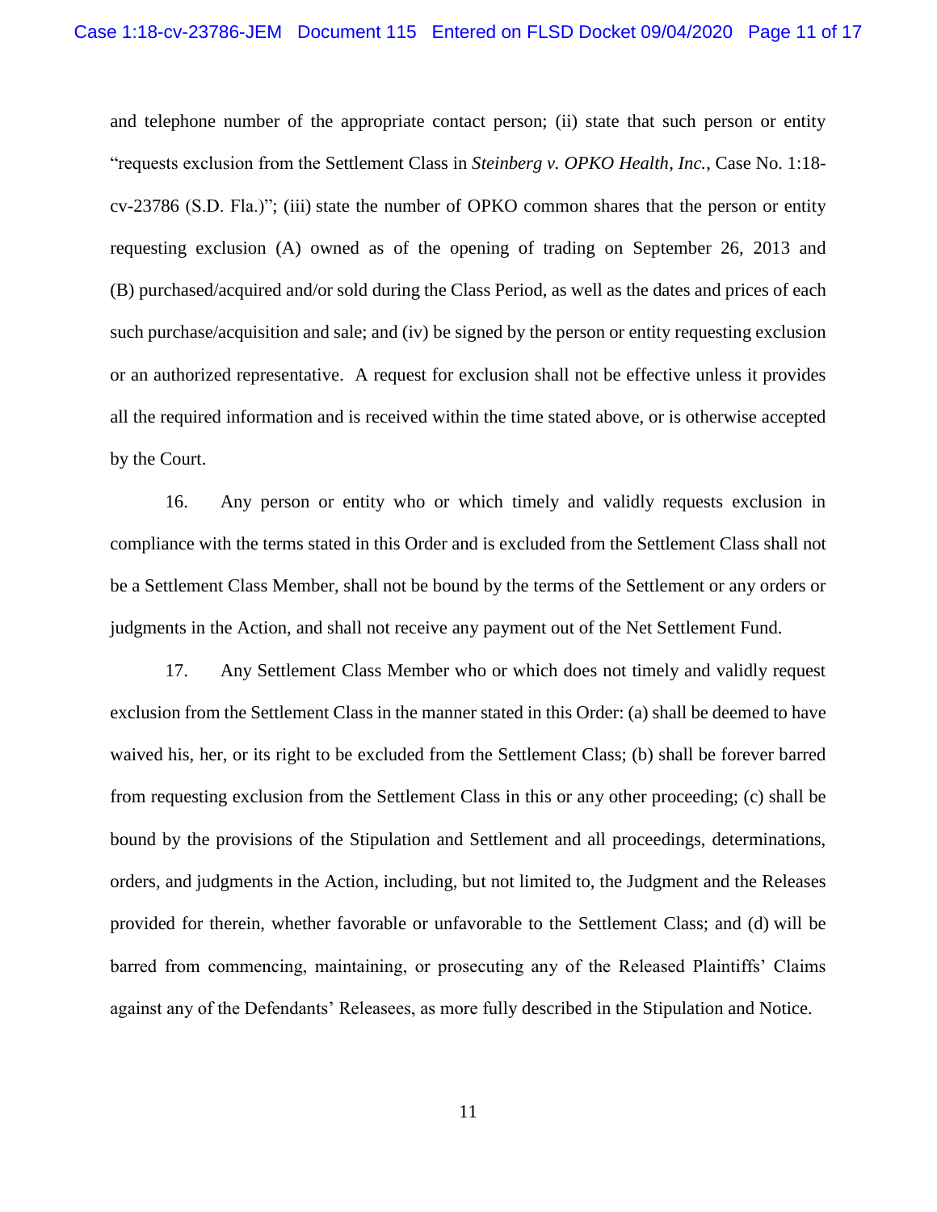and telephone number of the appropriate contact person; (ii) state that such person or entity "requests exclusion from the Settlement Class in *Steinberg v. OPKO Health, Inc.*, Case No. 1:18-cv-23786 (S.D. Fla.)"; (iii) state the number of OPKO common shares that the person or entity requesting exclusion (A) owned as of the opening of trading on September 26, 2013 and (B) purchased/acquired and/or sold during the Class Period, as well as the dates and prices of each such purchase/acquisition and sale; and (iv) be signed by the person or entity requesting exclusion or an authorized representative. A request for exclusion shall not be effective unless it provides all the required information and is received within the time stated above, or is otherwise accepted by the Court.

16. Any person or entity who or which timely and validly requests exclusion in compliance with the terms stated in this Order and is excluded from the Settlement Class shall not be a Settlement Class Member, shall not be bound by the terms of the Settlement or any orders or judgments in the Action, and shall not receive any payment out of the Net Settlement Fund.

17. Any Settlement Class Member who or which does not timely and validly request exclusion from the Settlement Class in the manner stated in this Order: (a) shall be deemed to have waived his, her, or its right to be excluded from the Settlement Class; (b) shall be forever barred from requesting exclusion from the Settlement Class in this or any other proceeding; (c) shall be bound by the provisions of the Stipulation and Settlement and all proceedings, determinations, orders, and judgments in the Action, including, but not limited to, the Judgment and the Releases provided for therein, whether favorable or unfavorable to the Settlement Class; and (d) will be barred from commencing, maintaining, or prosecuting any of the Released Plaintiffs' Claims against any of the Defendants' Releasees, as more fully described in the Stipulation and Notice.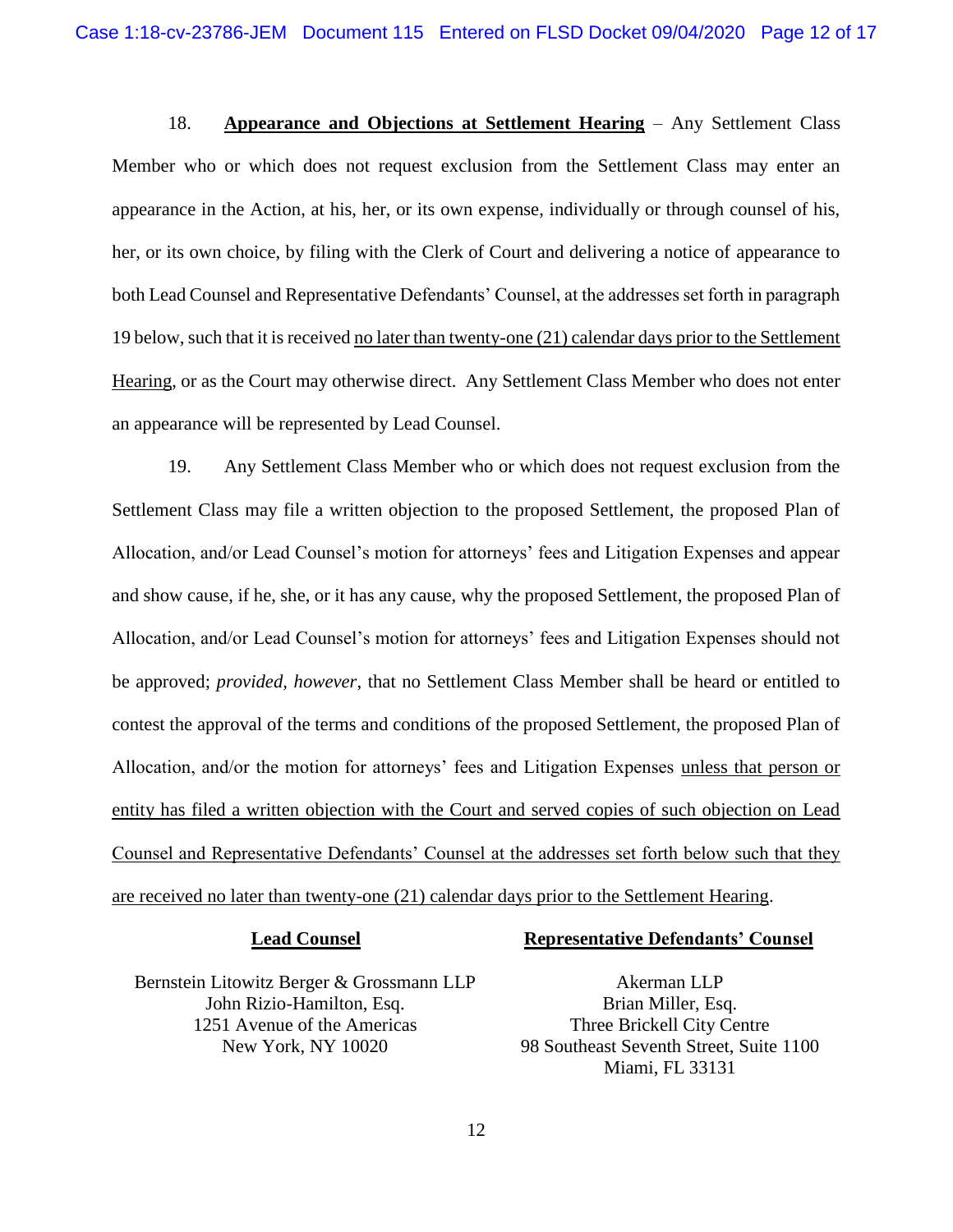18. **Appearance and Objections at Settlement Hearing** – Any Settlement Class Member who or which does not request exclusion from the Settlement Class may enter an appearance in the Action, at his, her, or its own expense, individually or through counsel of his, her, or its own choice, by filing with the Clerk of Court and delivering a notice of appearance to both Lead Counsel and Representative Defendants' Counsel, at the addresses set forth in paragraph 19 below, such that it is received no later than twenty-one (21) calendar days prior to the Settlement Hearing, or as the Court may otherwise direct. Any Settlement Class Member who does not enter an appearance will be represented by Lead Counsel.

19. Any Settlement Class Member who or which does not request exclusion from the Settlement Class may file a written objection to the proposed Settlement, the proposed Plan of Allocation, and/or Lead Counsel's motion for attorneys' fees and Litigation Expenses and appear and show cause, if he, she, or it has any cause, why the proposed Settlement, the proposed Plan of Allocation, and/or Lead Counsel's motion for attorneys' fees and Litigation Expenses should not be approved; *provided, however*, that no Settlement Class Member shall be heard or entitled to contest the approval of the terms and conditions of the proposed Settlement, the proposed Plan of Allocation, and/or the motion for attorneys' fees and Litigation Expenses unless that person or entity has filed a written objection with the Court and served copies of such objection on Lead Counsel and Representative Defendants' Counsel at the addresses set forth below such that they are received no later than twenty-one (21) calendar days prior to the Settlement Hearing.

**Lead Counsel**

Bernstein Litowitz Berger & Grossmann LLP
John Rizio-Hamilton, Esq.
1251 Avenue of the Americas
New York, NY 10020

**Representative Defendants' Counsel**

Akerman LLP
Brian Miller, Esq.
Three Brickell City Centre
98 Southeast Seventh Street, Suite 1100
Miami, FL 33131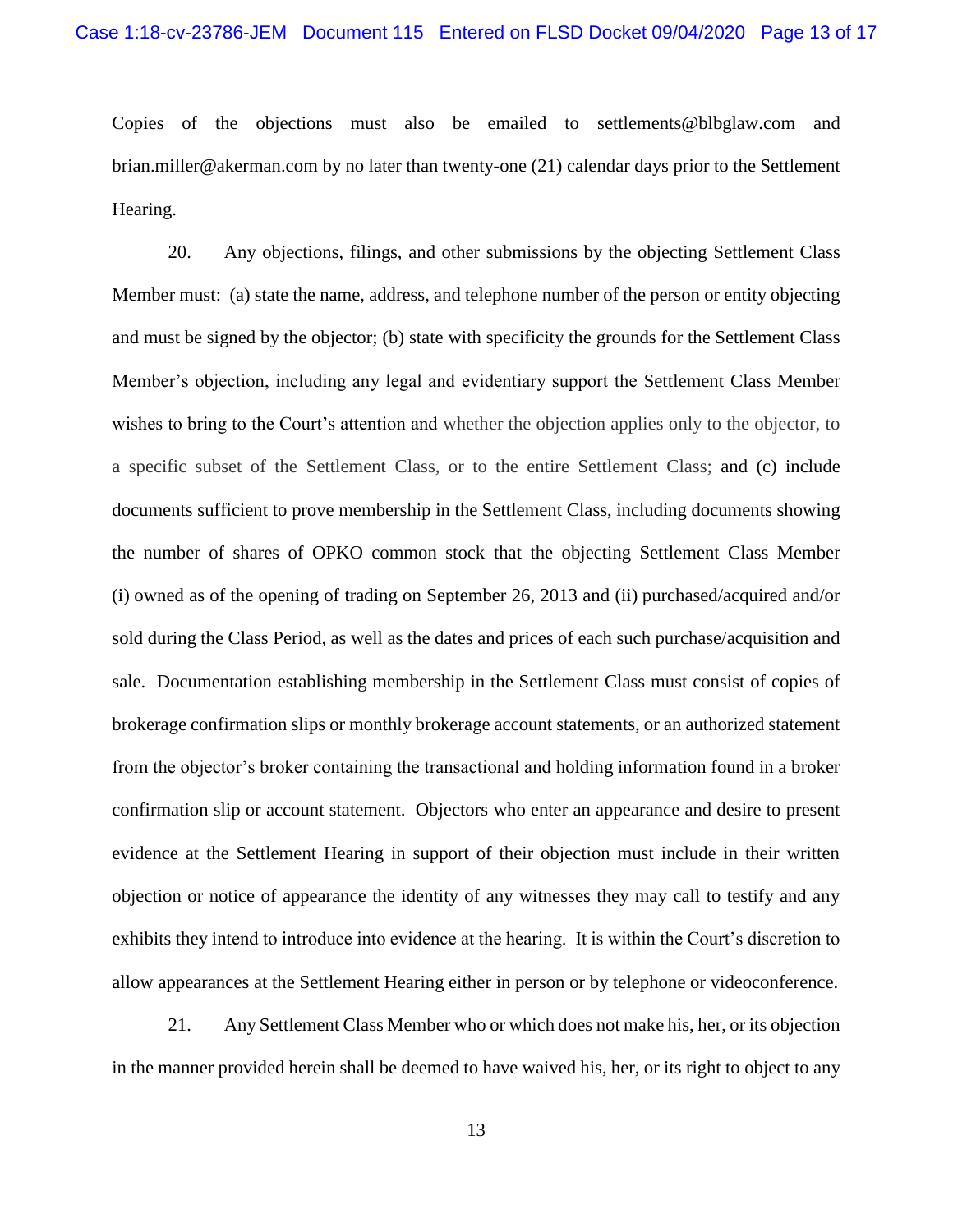Copies of the objections must also be emailed to settlements@blbglaw.com and brian.miller@akerman.com by no later than twenty-one (21) calendar days prior to the Settlement Hearing.

20. Any objections, filings, and other submissions by the objecting Settlement Class Member must: (a) state the name, address, and telephone number of the person or entity objecting and must be signed by the objector; (b) state with specificity the grounds for the Settlement Class Member's objection, including any legal and evidentiary support the Settlement Class Member wishes to bring to the Court's attention and whether the objection applies only to the objector, to a specific subset of the Settlement Class, or to the entire Settlement Class; and (c) include documents sufficient to prove membership in the Settlement Class, including documents showing the number of shares of OPKO common stock that the objecting Settlement Class Member (i) owned as of the opening of trading on September 26, 2013 and (ii) purchased/acquired and/or sold during the Class Period, as well as the dates and prices of each such purchase/acquisition and sale. Documentation establishing membership in the Settlement Class must consist of copies of brokerage confirmation slips or monthly brokerage account statements, or an authorized statement from the objector's broker containing the transactional and holding information found in a broker confirmation slip or account statement. Objectors who enter an appearance and desire to present evidence at the Settlement Hearing in support of their objection must include in their written objection or notice of appearance the identity of any witnesses they may call to testify and any exhibits they intend to introduce into evidence at the hearing. It is within the Court's discretion to allow appearances at the Settlement Hearing either in person or by telephone or videoconference.

21. Any Settlement Class Member who or which does not make his, her, or its objection in the manner provided herein shall be deemed to have waived his, her, or its right to object to any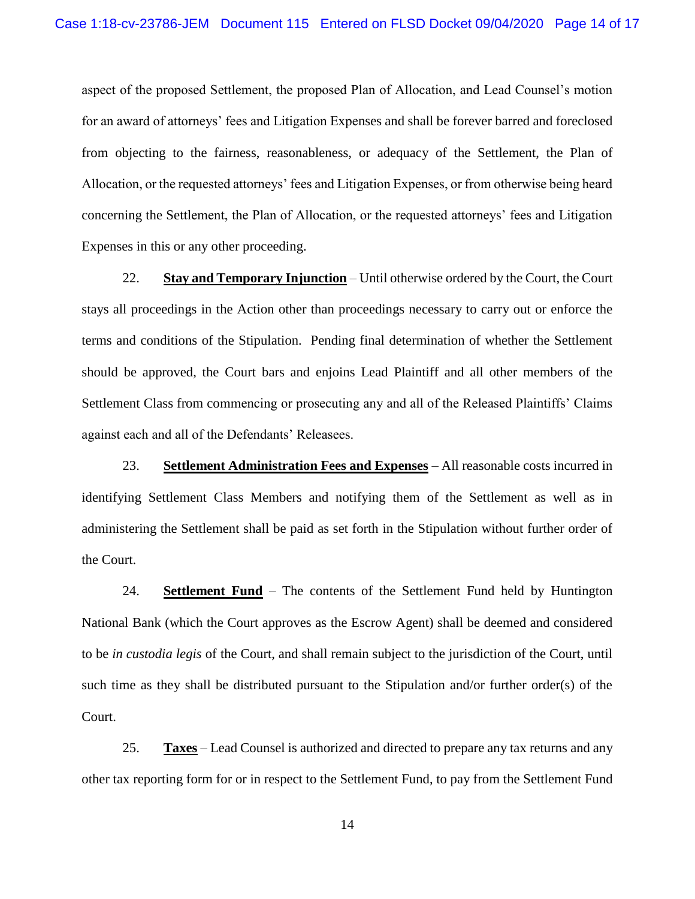aspect of the proposed Settlement, the proposed Plan of Allocation, and Lead Counsel's motion for an award of attorneys' fees and Litigation Expenses and shall be forever barred and foreclosed from objecting to the fairness, reasonableness, or adequacy of the Settlement, the Plan of Allocation, or the requested attorneys' fees and Litigation Expenses, or from otherwise being heard concerning the Settlement, the Plan of Allocation, or the requested attorneys' fees and Litigation Expenses in this or any other proceeding.

22. **Stay and Temporary Injunction** – Until otherwise ordered by the Court, the Court stays all proceedings in the Action other than proceedings necessary to carry out or enforce the terms and conditions of the Stipulation. Pending final determination of whether the Settlement should be approved, the Court bars and enjoins Lead Plaintiff and all other members of the Settlement Class from commencing or prosecuting any and all of the Released Plaintiffs' Claims against each and all of the Defendants' Releasees.

23. **Settlement Administration Fees and Expenses** – All reasonable costs incurred in identifying Settlement Class Members and notifying them of the Settlement as well as in administering the Settlement shall be paid as set forth in the Stipulation without further order of the Court.

24. **Settlement Fund** – The contents of the Settlement Fund held by Huntington National Bank (which the Court approves as the Escrow Agent) shall be deemed and considered to be *in custodia legis* of the Court, and shall remain subject to the jurisdiction of the Court, until such time as they shall be distributed pursuant to the Stipulation and/or further order(s) of the Court.

25. **Taxes** – Lead Counsel is authorized and directed to prepare any tax returns and any other tax reporting form for or in respect to the Settlement Fund, to pay from the Settlement Fund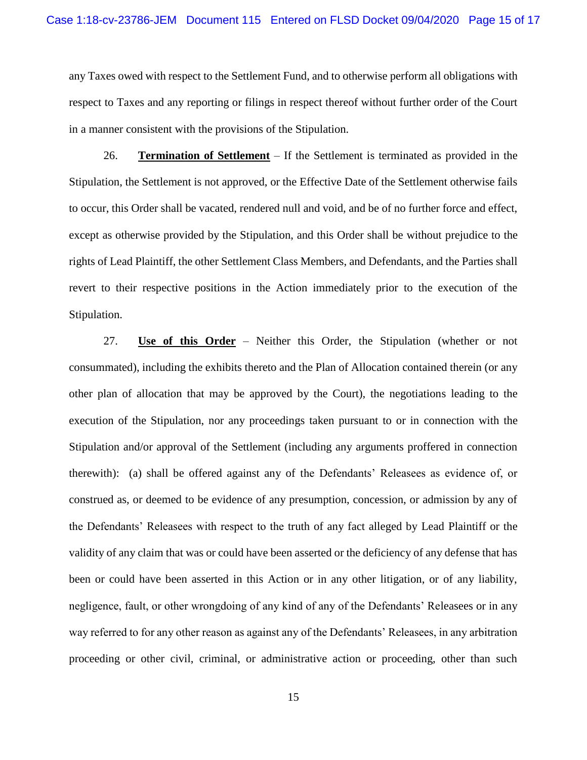any Taxes owed with respect to the Settlement Fund, and to otherwise perform all obligations with respect to Taxes and any reporting or filings in respect thereof without further order of the Court in a manner consistent with the provisions of the Stipulation.

26. **Termination of Settlement** – If the Settlement is terminated as provided in the Stipulation, the Settlement is not approved, or the Effective Date of the Settlement otherwise fails to occur, this Order shall be vacated, rendered null and void, and be of no further force and effect, except as otherwise provided by the Stipulation, and this Order shall be without prejudice to the rights of Lead Plaintiff, the other Settlement Class Members, and Defendants, and the Parties shall revert to their respective positions in the Action immediately prior to the execution of the Stipulation.

27. **Use of this Order** – Neither this Order, the Stipulation (whether or not consummated), including the exhibits thereto and the Plan of Allocation contained therein (or any other plan of allocation that may be approved by the Court), the negotiations leading to the execution of the Stipulation, nor any proceedings taken pursuant to or in connection with the Stipulation and/or approval of the Settlement (including any arguments proffered in connection therewith): (a) shall be offered against any of the Defendants' Releasees as evidence of, or construed as, or deemed to be evidence of any presumption, concession, or admission by any of the Defendants' Releasees with respect to the truth of any fact alleged by Lead Plaintiff or the validity of any claim that was or could have been asserted or the deficiency of any defense that has been or could have been asserted in this Action or in any other litigation, or of any liability, negligence, fault, or other wrongdoing of any kind of any of the Defendants' Releasees or in any way referred to for any other reason as against any of the Defendants' Releasees, in any arbitration proceeding or other civil, criminal, or administrative action or proceeding, other than such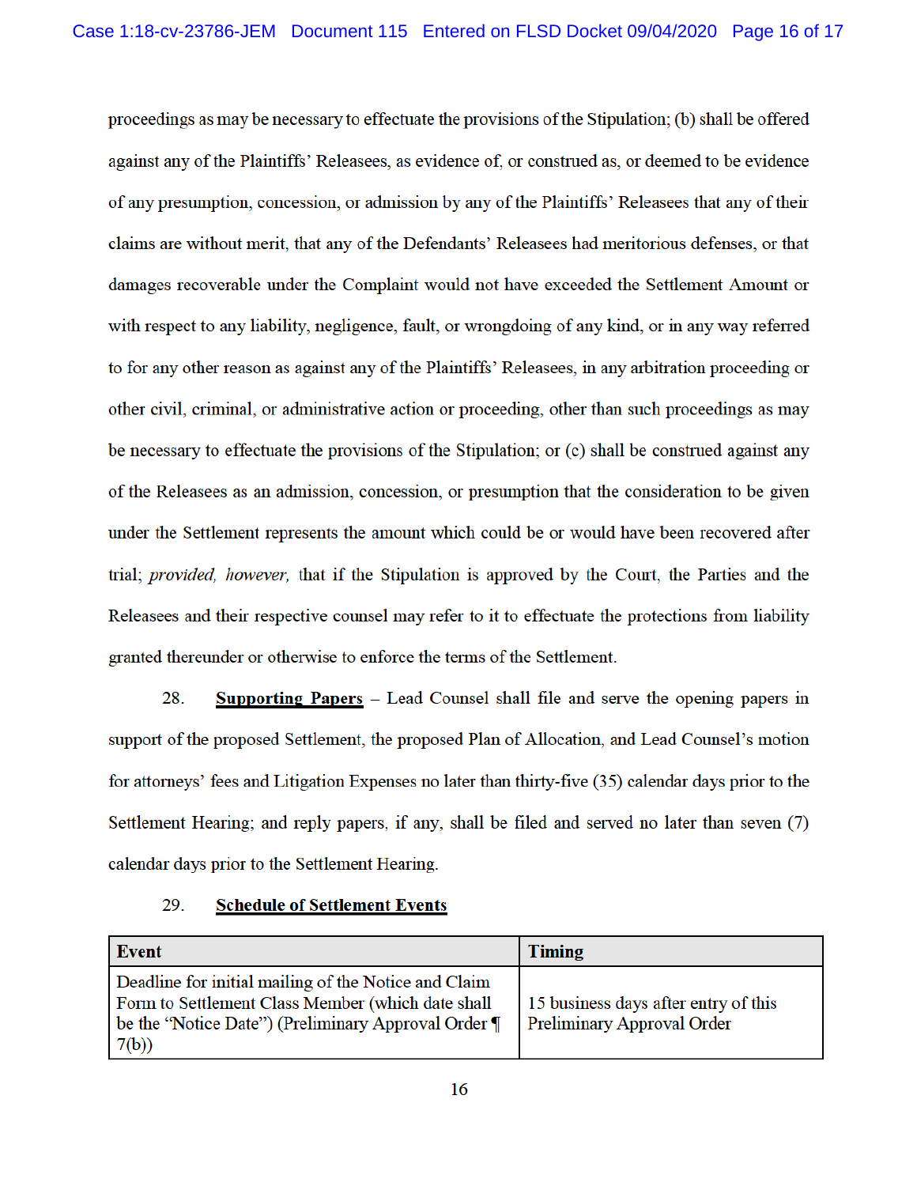proceedings as may be necessary to effectuate the provisions of the Stipulation; (b) shall be offered against any of the Plaintiffs' Releasees, as evidence of, or construed as, or deemed to be evidence of any presumption, concession, or admission by any of the Plaintiffs' Releasees that any of their claims are without merit, that any of the Defendants' Releasees had meritorious defenses, or that damages recoverable under the Complaint would not have exceeded the Settlement Amount or with respect to any liability, negligence, fault, or wrongdoing of any kind, or in any way referred to for any other reason as against any of the Plaintiffs' Releasees, in any arbitration proceeding or other civil, criminal, or administrative action or proceeding, other than such proceedings as may be necessary to effectuate the provisions of the Stipulation; or (c) shall be construed against any of the Releasees as an admission, concession, or presumption that the consideration to be given under the Settlement represents the amount which could be or would have been recovered after trial; *provided, however,* that if the Stipulation is approved by the Court, the Parties and the Releasees and their respective counsel may refer to it to effectuate the protections from liability granted thereunder or otherwise to enforce the terms of the Settlement.

28. **Supporting Papers** – Lead Counsel shall file and serve the opening papers in support of the proposed Settlement, the proposed Plan of Allocation, and Lead Counsel's motion for attorneys' fees and Litigation Expenses no later than thirty-five (35) calendar days prior to the Settlement Hearing; and reply papers, if any, shall be filed and served no later than seven (7) calendar days prior to the Settlement Hearing.

29. **Schedule of Settlement Events**

| Event | Timing |
| --- | --- |
| Deadline for initial mailing of the Notice and Claim Form to Settlement Class Member (which date shall be the "Notice Date") (Preliminary Approval Order ¶ 7(b)) | 15 business days after entry of this Preliminary Approval Order |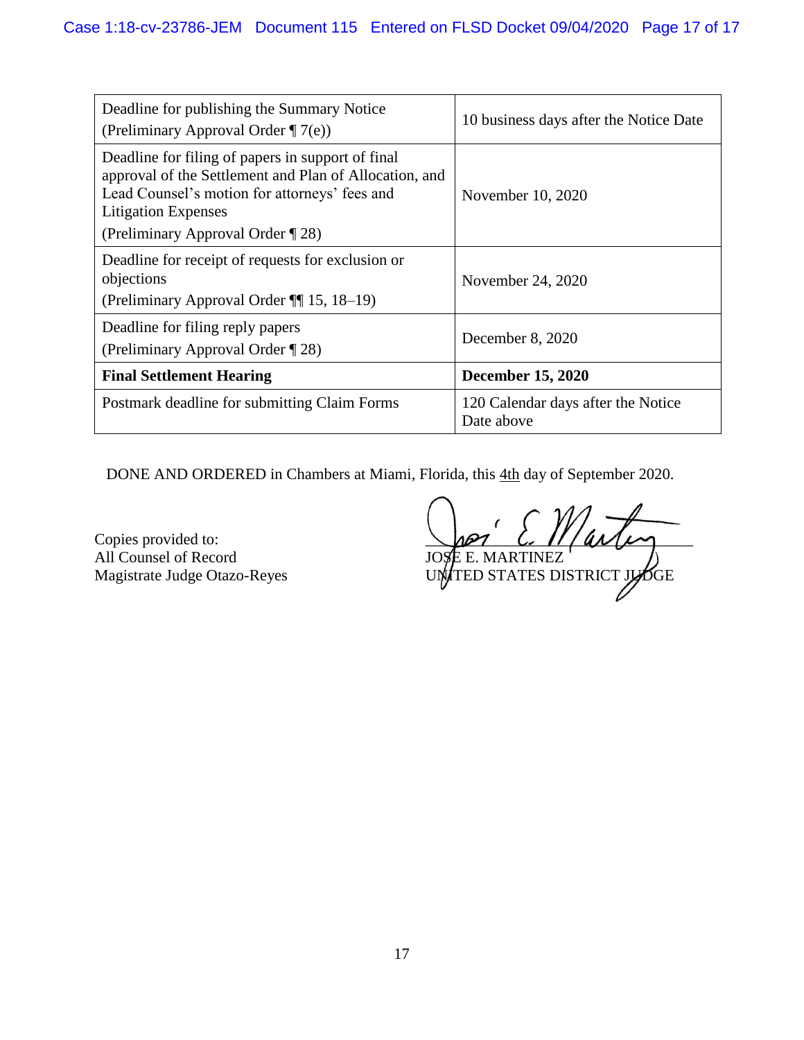| | |
|---|---|
| Deadline for publishing the Summary Notice (Preliminary Approval Order ¶ 7(e)) | 10 business days after the Notice Date |
| Deadline for filing of papers in support of final approval of the Settlement and Plan of Allocation, and Lead Counsel's motion for attorneys' fees and Litigation Expenses (Preliminary Approval Order ¶ 28) | November 10, 2020 |
| Deadline for receipt of requests for exclusion or objections (Preliminary Approval Order ¶¶ 15, 18–19) | November 24, 2020 |
| Deadline for filing reply papers (Preliminary Approval Order ¶ 28) | December 8, 2020 |
| **Final Settlement Hearing** | **December 15, 2020** |
| Postmark deadline for submitting Claim Forms | 120 Calendar days after the Notice Date above |

DONE AND ORDERED in Chambers at Miami, Florida, this 4th day of September 2020.

JOSE E. MARTINEZ
UNITED STATES DISTRICT JUDGE

Copies provided to:
All Counsel of Record
Magistrate Judge Otazo-Reyes